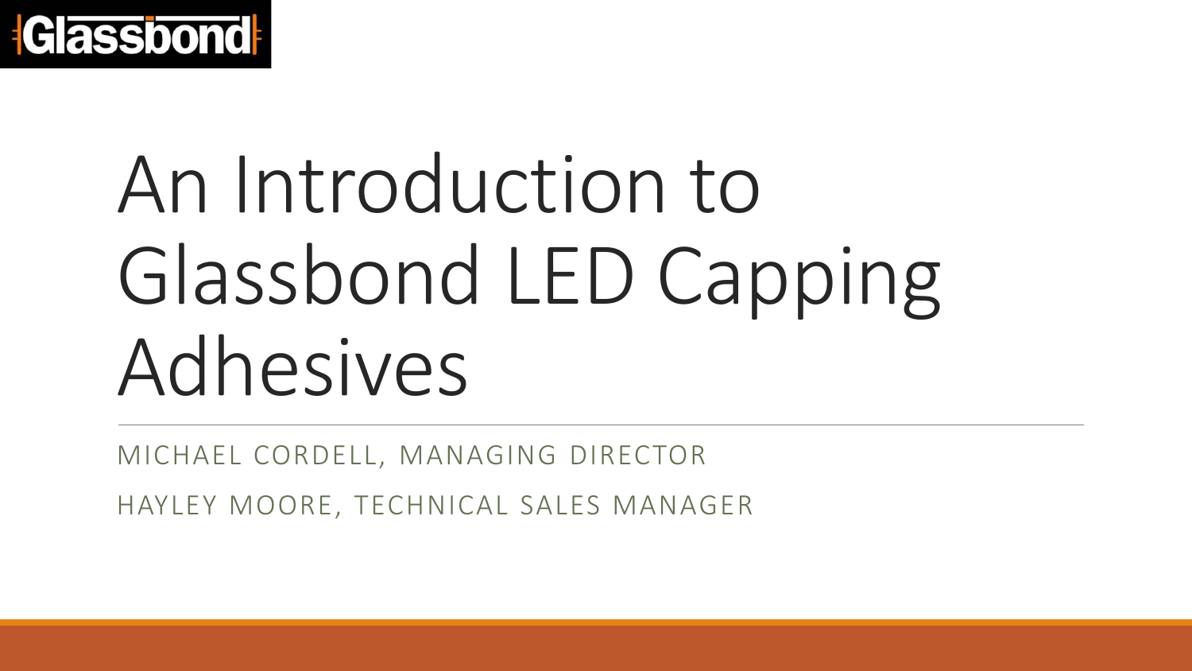Glassbond

# An Introduction to Glassbond LED Capping Adhesives

MICHAEL CORDELL, MANAGING DIRECTOR

HAYLEY MOORE, TECHNICAL SALES MANAGER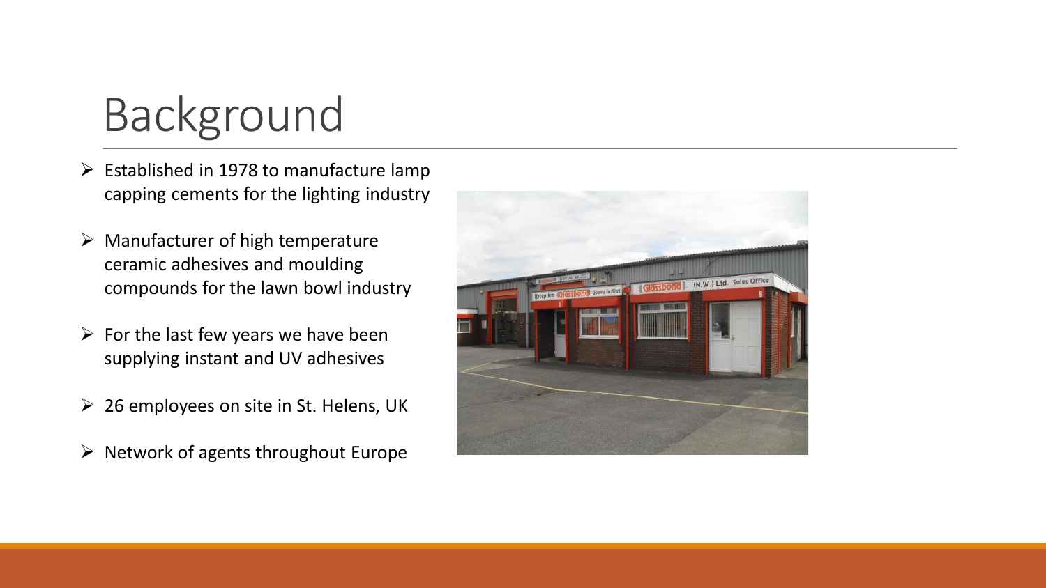# Background

- Established in 1978 to manufacture lamp capping cements for the lighting industry
- Manufacturer of high temperature ceramic adhesives and moulding compounds for the lawn bowl industry
- For the last few years we have been supplying instant and UV adhesives
- 26 employees on site in St. Helens, UK
- Network of agents throughout Europe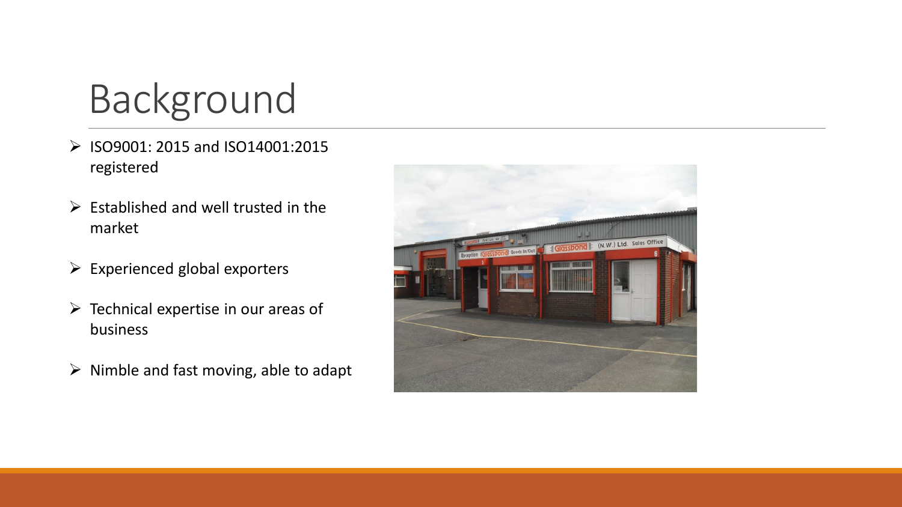# Background

- ISO9001: 2015 and ISO14001:2015 registered
- Established and well trusted in the market
- Experienced global exporters
- Technical expertise in our areas of business
- Nimble and fast moving, able to adapt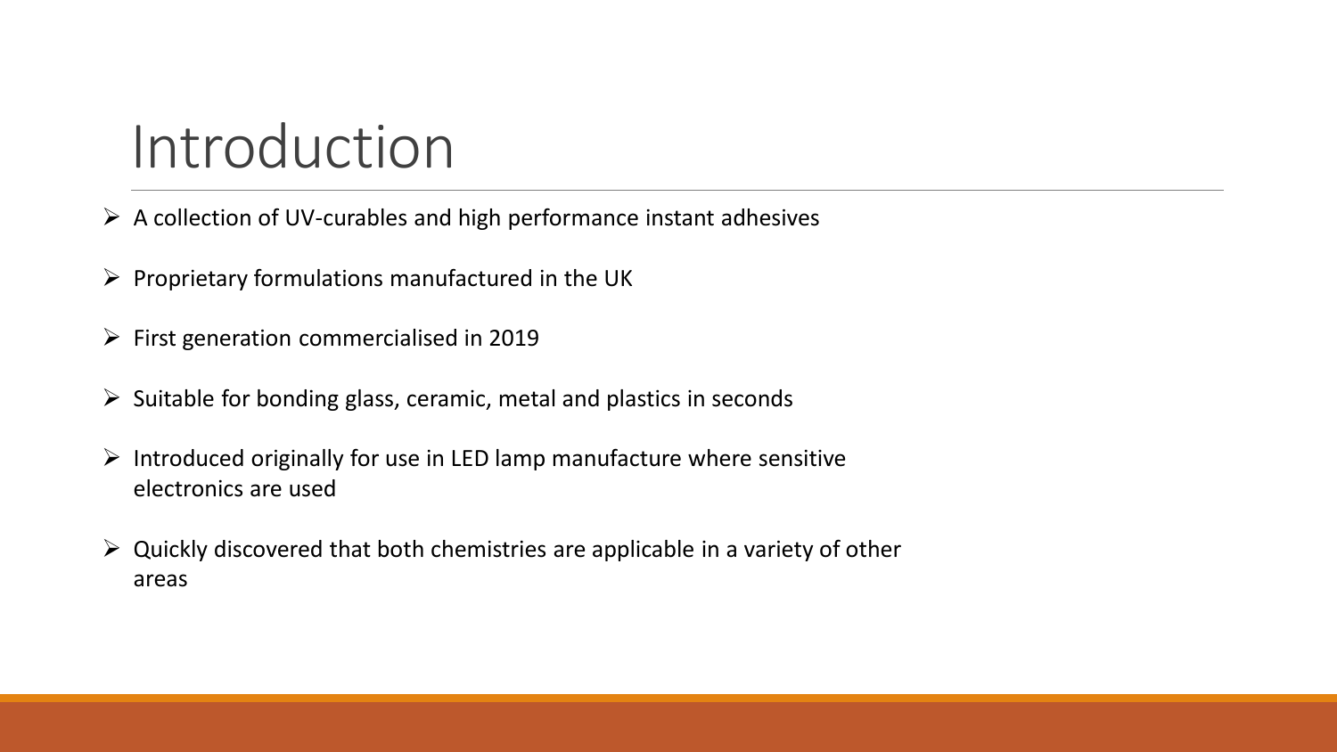# Introduction

- A collection of UV-curables and high performance instant adhesives
- Proprietary formulations manufactured in the UK
- First generation commercialised in 2019
- Suitable for bonding glass, ceramic, metal and plastics in seconds
- Introduced originally for use in LED lamp manufacture where sensitive electronics are used
- Quickly discovered that both chemistries are applicable in a variety of other areas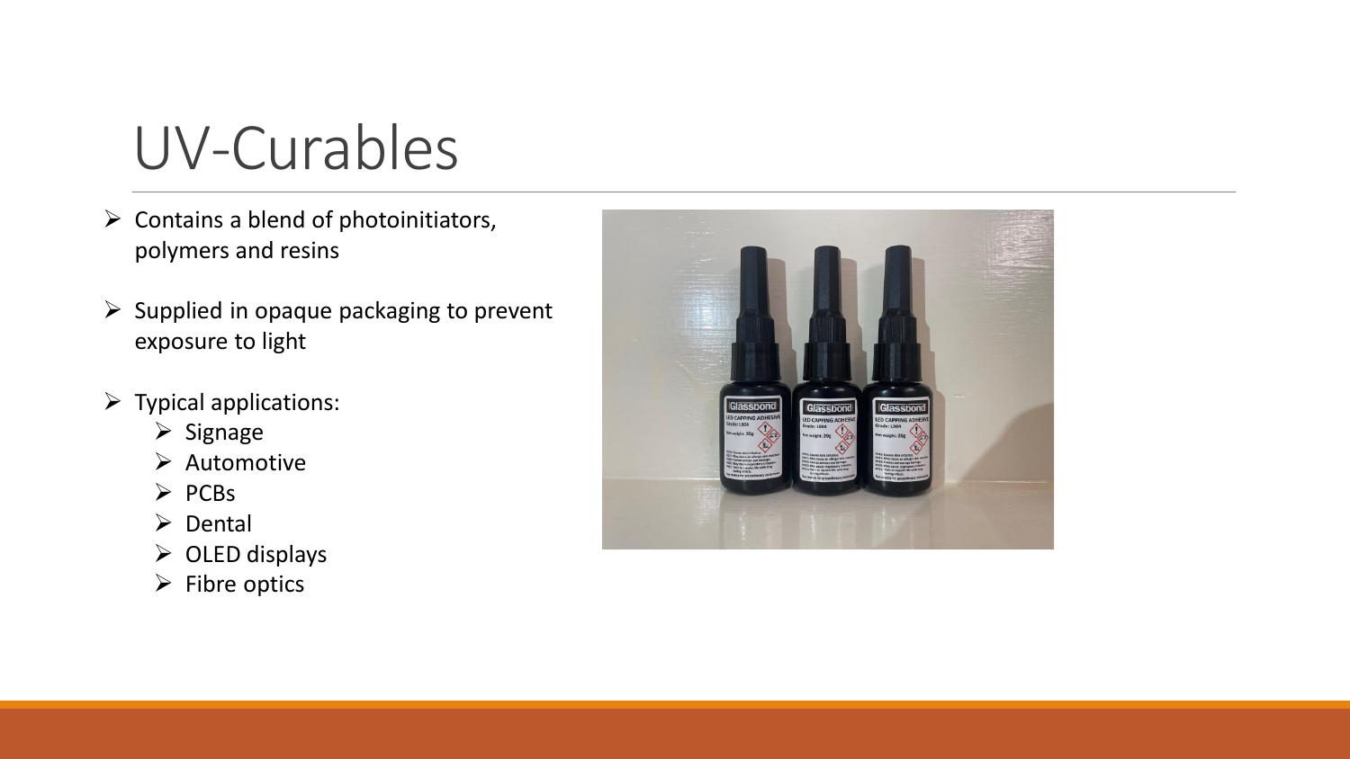# UV-Curables

- Contains a blend of photoinitiators, polymers and resins
- Supplied in opaque packaging to prevent exposure to light
- Typical applications:
  - Signage
  - Automotive
  - PCBs
  - Dental
  - OLED displays
  - Fibre optics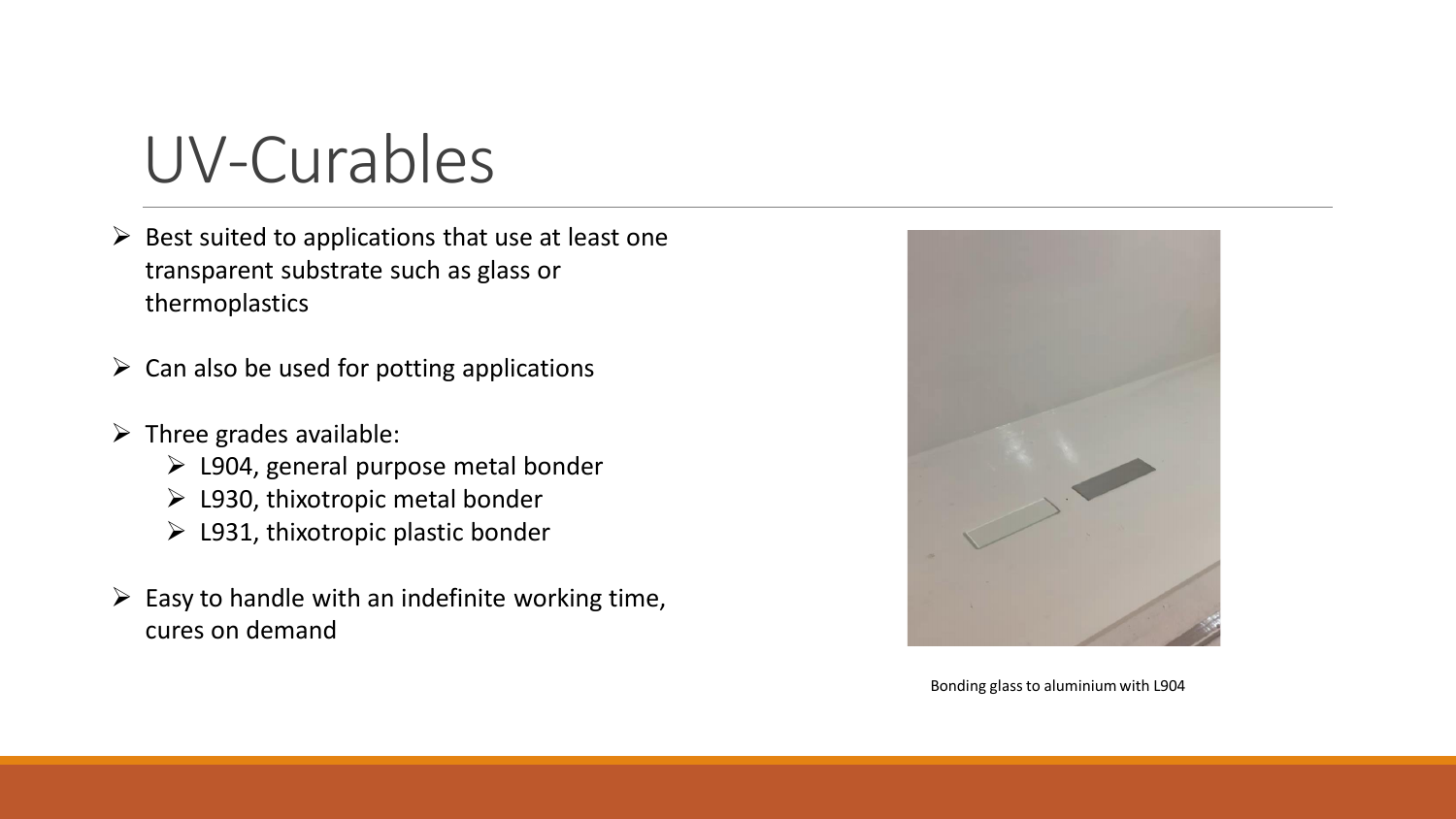# UV-Curables

- Best suited to applications that use at least one transparent substrate such as glass or thermoplastics
- Can also be used for potting applications
- Three grades available:
  - L904, general purpose metal bonder
  - L930, thixotropic metal bonder
  - L931, thixotropic plastic bonder
- Easy to handle with an indefinite working time, cures on demand

Bonding glass to aluminium with L904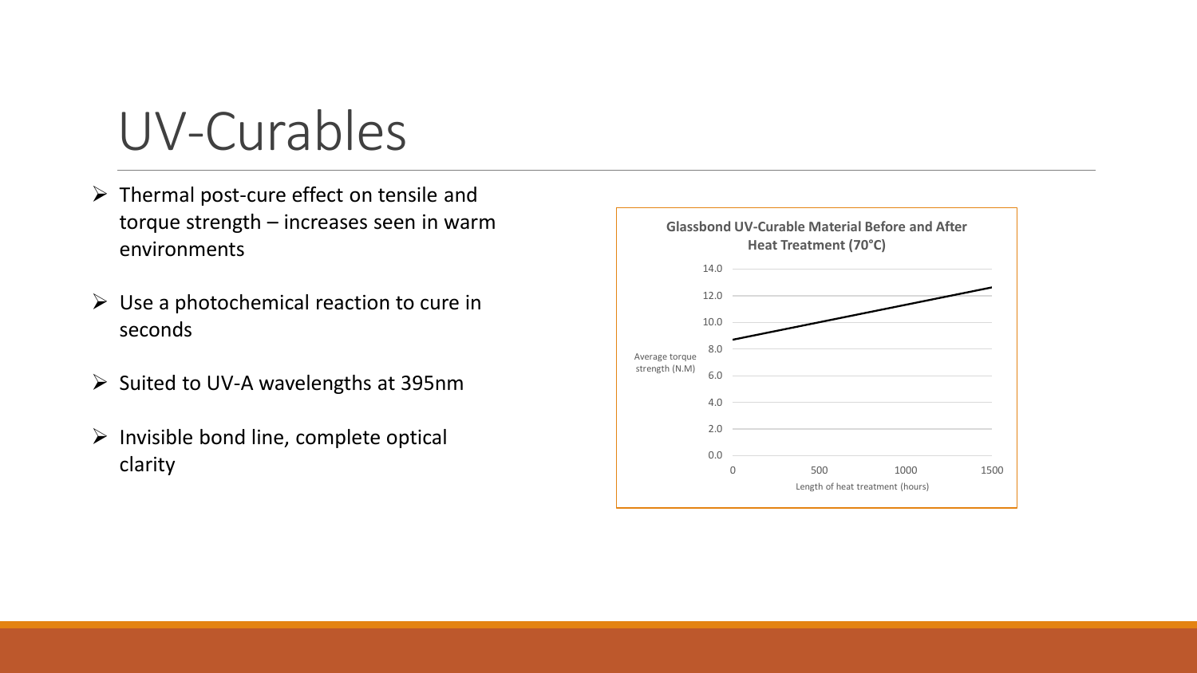# UV-Curables

- Thermal post-cure effect on tensile and torque strength – increases seen in warm environments
- Use a photochemical reaction to cure in seconds
- Suited to UV-A wavelengths at 395nm
- Invisible bond line, complete optical clarity

Glassbond UV-Curable Material Before and After Heat Treatment (70°C)

Average torque strength (N.M)

14.0
12.0
10.0
8.0
6.0
4.0
2.0
0.0

0
500
1000
1500

Length of heat treatment (hours)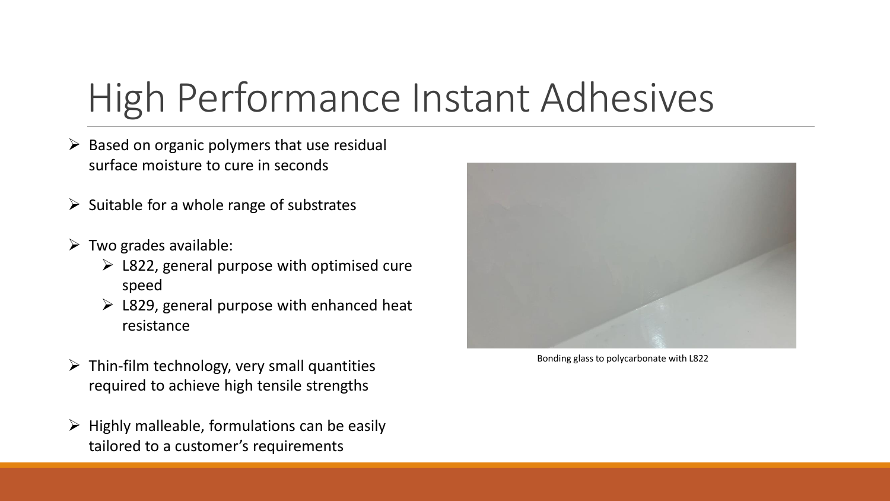# High Performance Instant Adhesives

- Based on organic polymers that use residual surface moisture to cure in seconds
- Suitable for a whole range of substrates
- Two grades available:
  - L822, general purpose with optimised cure speed
  - L829, general purpose with enhanced heat resistance
- Thin-film technology, very small quantities required to achieve high tensile strengths
- Highly malleable, formulations can be easily tailored to a customer's requirements

Bonding glass to polycarbonate with L822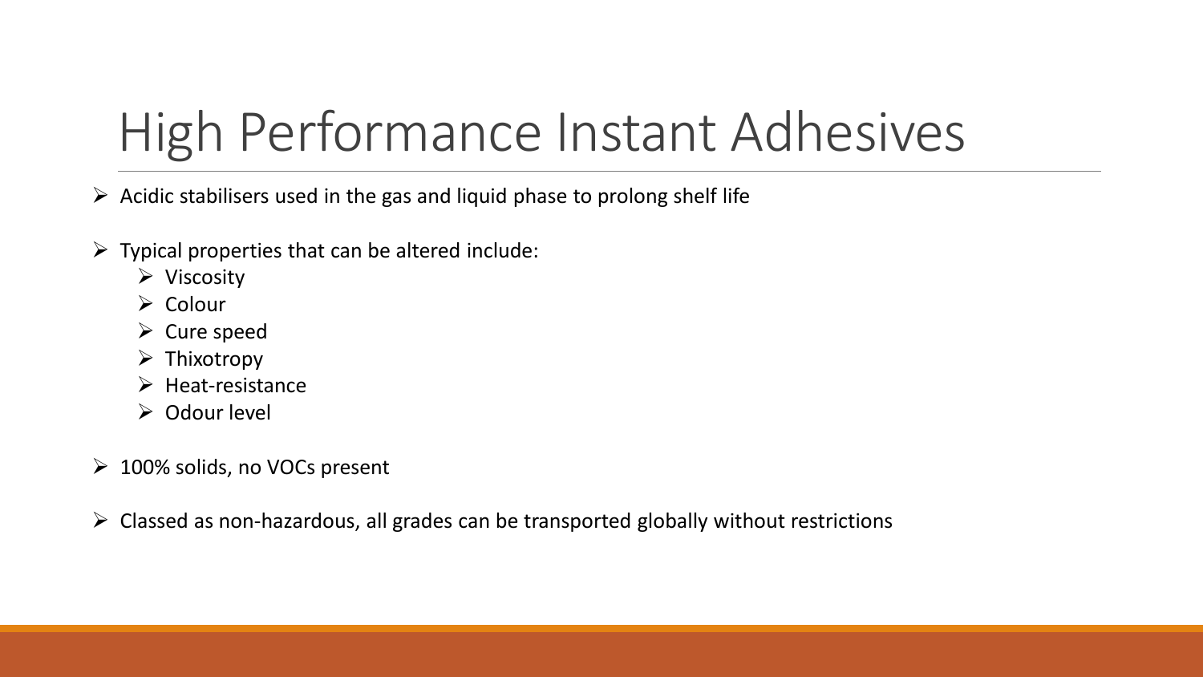# High Performance Instant Adhesives

- Acidic stabilisers used in the gas and liquid phase to prolong shelf life
- Typical properties that can be altered include:
  - Viscosity
  - Colour
  - Cure speed
  - Thixotropy
  - Heat-resistance
  - Odour level
- 100% solids, no VOCs present
- Classed as non-hazardous, all grades can be transported globally without restrictions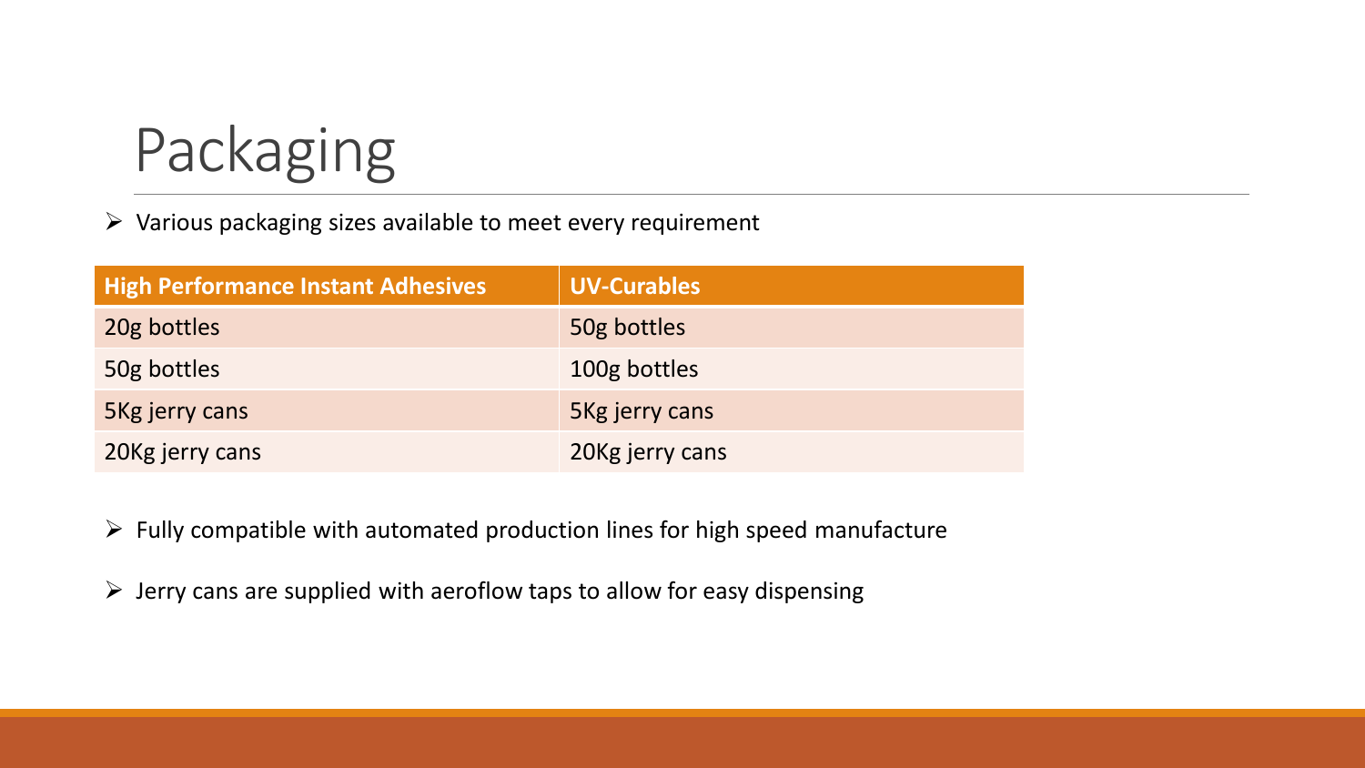# Packaging

- Various packaging sizes available to meet every requirement

| High Performance Instant Adhesives | UV-Curables |
| --- | --- |
| 20g bottles | 50g bottles |
| 50g bottles | 100g bottles |
| 5Kg jerry cans | 5Kg jerry cans |
| 20Kg jerry cans | 20Kg jerry cans |

- Fully compatible with automated production lines for high speed manufacture
- Jerry cans are supplied with aeroflow taps to allow for easy dispensing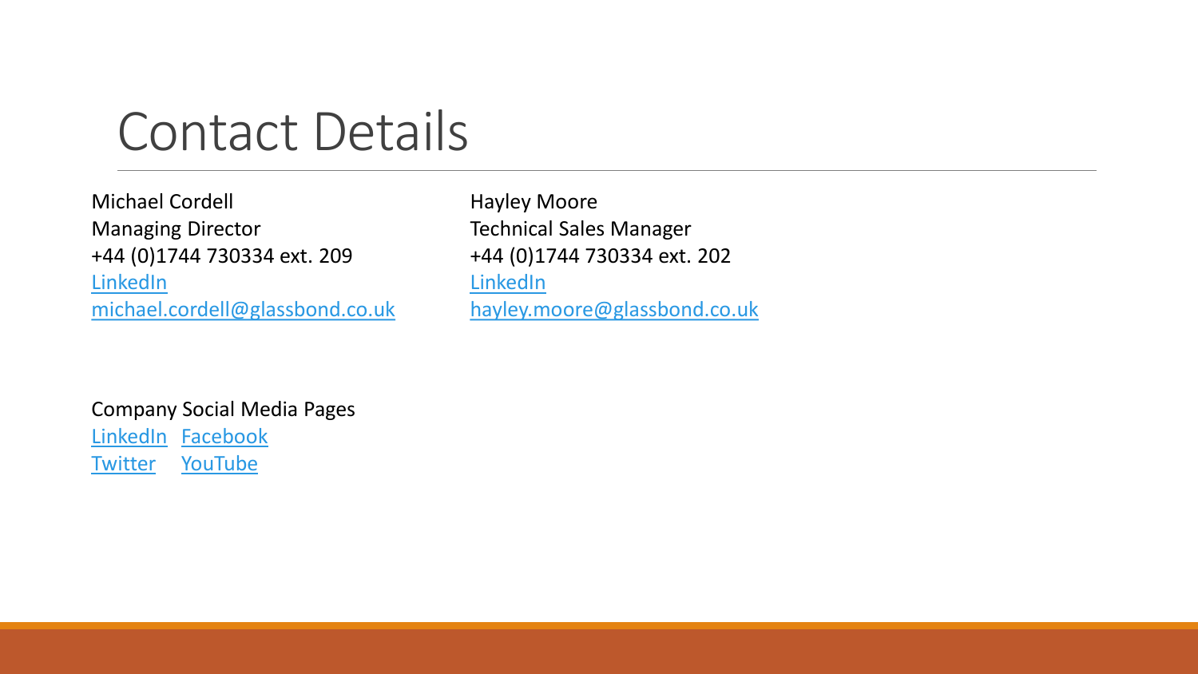# Contact Details

Michael Cordell
Managing Director
+44 (0)1744 730334 ext. 209
LinkedIn
michael.cordell@glassbond.co.uk

Hayley Moore
Technical Sales Manager
+44 (0)1744 730334 ext. 202
LinkedIn
hayley.moore@glassbond.co.uk

Company Social Media Pages
LinkedIn Facebook
Twitter YouTube